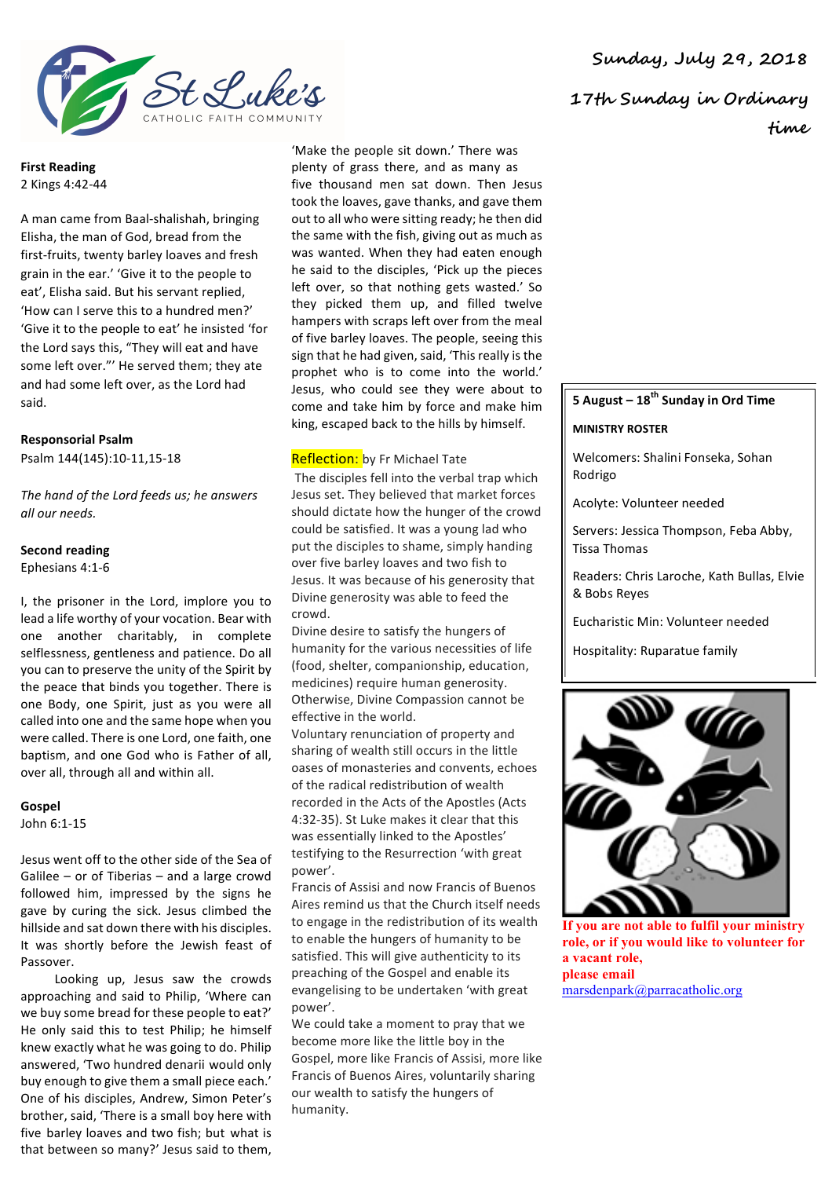St Luke's CATHOLIC FAITH COMMUNITY

**Sunday, July 29, 2018**

**17th Sunday in Ordinary time**

**First Reading**
2 Kings 4:42-44

A man came from Baal-shalishah, bringing Elisha, the man of God, bread from the first-fruits, twenty barley loaves and fresh grain in the ear.' 'Give it to the people to eat', Elisha said. But his servant replied, 'How can I serve this to a hundred men?' 'Give it to the people to eat' he insisted 'for the Lord says this, "They will eat and have some left over."' He served them; they ate and had some left over, as the Lord had said.

**Responsorial Psalm**
Psalm 144(145):10-11,15-18

*The hand of the Lord feeds us; he answers all our needs.*

**Second reading**
Ephesians 4:1-6

I, the prisoner in the Lord, implore you to lead a life worthy of your vocation. Bear with one another charitably, in complete selflessness, gentleness and patience. Do all you can to preserve the unity of the Spirit by the peace that binds you together. There is one Body, one Spirit, just as you were all called into one and the same hope when you were called. There is one Lord, one faith, one baptism, and one God who is Father of all, over all, through all and within all.

**Gospel**
John 6:1-15

Jesus went off to the other side of the Sea of Galilee – or of Tiberias – and a large crowd followed him, impressed by the signs he gave by curing the sick. Jesus climbed the hillside and sat down there with his disciples. It was shortly before the Jewish feast of Passover.

Looking up, Jesus saw the crowds approaching and said to Philip, 'Where can we buy some bread for these people to eat?' He only said this to test Philip; he himself knew exactly what he was going to do. Philip answered, 'Two hundred denarii would only buy enough to give them a small piece each.' One of his disciples, Andrew, Simon Peter's brother, said, 'There is a small boy here with five barley loaves and two fish; but what is that between so many?' Jesus said to them, 'Make the people sit down.' There was plenty of grass there, and as many as five thousand men sat down. Then Jesus took the loaves, gave thanks, and gave them out to all who were sitting ready; he then did the same with the fish, giving out as much as was wanted. When they had eaten enough he said to the disciples, 'Pick up the pieces left over, so that nothing gets wasted.' So they picked them up, and filled twelve hampers with scraps left over from the meal of five barley loaves. The people, seeing this sign that he had given, said, 'This really is the prophet who is to come into the world.' Jesus, who could see they were about to come and take him by force and make him king, escaped back to the hills by himself.

**Reflection:** by Fr Michael Tate

The disciples fell into the verbal trap which Jesus set. They believed that market forces should dictate how the hunger of the crowd could be satisfied. It was a young lad who put the disciples to shame, simply handing over five barley loaves and two fish to Jesus. It was because of his generosity that Divine generosity was able to feed the crowd.

Divine desire to satisfy the hungers of humanity for the various necessities of life (food, shelter, companionship, education, medicines) require human generosity. Otherwise, Divine Compassion cannot be effective in the world.

Voluntary renunciation of property and sharing of wealth still occurs in the little oases of monasteries and convents, echoes of the radical redistribution of wealth recorded in the Acts of the Apostles (Acts 4:32-35). St Luke makes it clear that this was essentially linked to the Apostles' testifying to the Resurrection 'with great power'.

Francis of Assisi and now Francis of Buenos Aires remind us that the Church itself needs to engage in the redistribution of its wealth to enable the hungers of humanity to be satisfied. This will give authenticity to its preaching of the Gospel and enable its evangelising to be undertaken 'with great power'.

We could take a moment to pray that we become more like the little boy in the Gospel, more like Francis of Assisi, more like Francis of Buenos Aires, voluntarily sharing our wealth to satisfy the hungers of humanity.

**5 August – 18th Sunday in Ord Time**

**MINISTRY ROSTER**

Welcomers: Shalini Fonseka, Sohan Rodrigo

Acolyte: Volunteer needed

Servers: Jessica Thompson, Feba Abby, Tissa Thomas

Readers: Chris Laroche, Kath Bullas, Elvie & Bobs Reyes

Eucharistic Min: Volunteer needed

Hospitality: Ruparatue family

**If you are not able to fulfil your ministry role, or if you would like to volunteer for a vacant role, please email** marsdenpark@parracatholic.org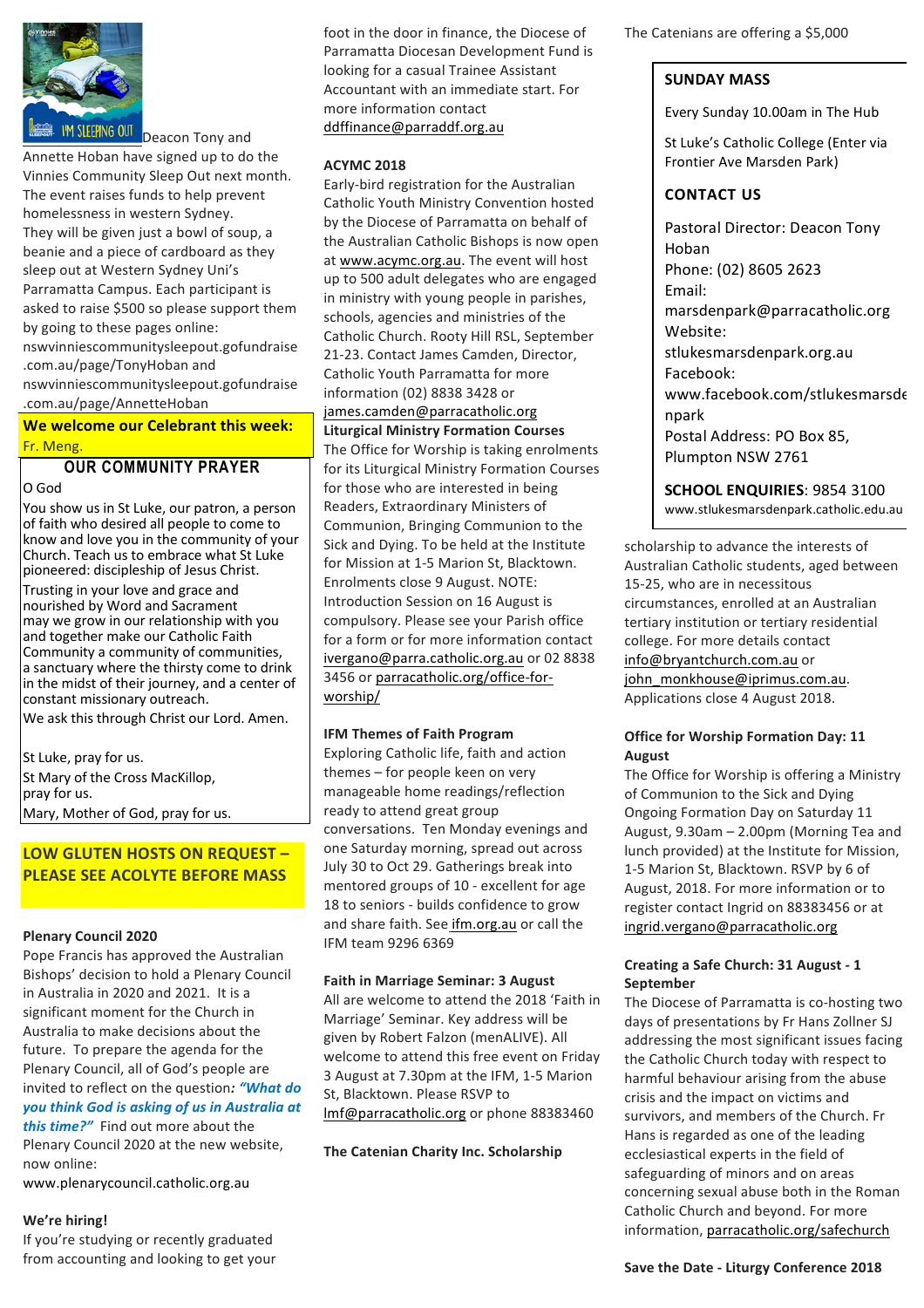Deacon Tony and Annette Hoban have signed up to do the Vinnies Community Sleep Out next month. The event raises funds to help prevent homelessness in western Sydney. They will be given just a bowl of soup, a beanie and a piece of cardboard as they sleep out at Western Sydney Uni's Parramatta Campus. Each participant is asked to raise $500 so please support them by going to these pages online: nswvinniescommunitysleepout.gofundraise.com.au/page/TonyHoban and nswvinniescommunitysleepout.gofundraise.com.au/page/AnnetteHoban

**We welcome our Celebrant this week:**
Fr. Meng.

## OUR COMMUNITY PRAYER

O God

You show us in St Luke, our patron, a person of faith who desired all people to come to know and love you in the community of your Church. Teach us to embrace what St Luke pioneered: discipleship of Jesus Christ.

Trusting in your love and grace and nourished by Word and Sacrament may we grow in our relationship with you and together make our Catholic Faith Community a community of communities, a sanctuary where the thirsty come to drink in the midst of their journey, and a center of constant missionary outreach.

We ask this through Christ our Lord. Amen.

St Luke, pray for us.
St Mary of the Cross MacKillop, pray for us.
Mary, Mother of God, pray for us.

**LOW GLUTEN HOSTS ON REQUEST – PLEASE SEE ACOLYTE BEFORE MASS**

### Plenary Council 2020

Pope Francis has approved the Australian Bishops' decision to hold a Plenary Council in Australia in 2020 and 2021. It is a significant moment for the Church in Australia to make decisions about the future. To prepare the agenda for the Plenary Council, all of God's people are invited to reflect on the question: ***"What do you think God is asking of us in Australia at this time?"*** Find out more about the Plenary Council 2020 at the new website, now online: www.plenarycouncil.catholic.org.au

### We're hiring!

If you're studying or recently graduated from accounting and looking to get your foot in the door in finance, the Diocese of Parramatta Diocesan Development Fund is looking for a casual Trainee Assistant Accountant with an immediate start. For more information contact ddffinance@parraddf.org.au

### ACYMC 2018

Early-bird registration for the Australian Catholic Youth Ministry Convention hosted by the Diocese of Parramatta on behalf of the Australian Catholic Bishops is now open at www.acymc.org.au. The event will host up to 500 adult delegates who are engaged in ministry with young people in parishes, schools, agencies and ministries of the Catholic Church. Rooty Hill RSL, September 21-23. Contact James Camden, Director, Catholic Youth Parramatta for more information (02) 8838 3428 or james.camden@parracatholic.org

### Liturgical Ministry Formation Courses

The Office for Worship is taking enrolments for its Liturgical Ministry Formation Courses for those who are interested in being Readers, Extraordinary Ministers of Communion, Bringing Communion to the Sick and Dying. To be held at the Institute for Mission at 1-5 Marion St, Blacktown. Enrolments close 9 August. NOTE: Introduction Session on 16 August is compulsory. Please see your Parish office for a form or for more information contact ivergano@parra.catholic.org.au or 02 8838 3456 or parracatholic.org/office-for-worship/

### IFM Themes of Faith Program

Exploring Catholic life, faith and action themes – for people keen on very manageable home readings/reflection ready to attend great group conversations. Ten Monday evenings and one Saturday morning, spread out across July 30 to Oct 29. Gatherings break into mentored groups of 10 - excellent for age 18 to seniors - builds confidence to grow and share faith. See ifm.org.au or call the IFM team 9296 6369

### Faith in Marriage Seminar: 3 August

All are welcome to attend the 2018 'Faith in Marriage' Seminar. Key address will be given by Robert Falzon (menALIVE). All welcome to attend this free event on Friday 3 August at 7.30pm at the IFM, 1-5 Marion St, Blacktown. Please RSVP to lmf@parracatholic.org or phone 88383460

### The Catenian Charity Inc. Scholarship

The Catenians are offering a $5,000 scholarship to advance the interests of Australian Catholic students, aged between 15-25, who are in necessitous circumstances, enrolled at an Australian tertiary institution or tertiary residential college. For more details contact info@bryantchurch.com.au or john_monkhouse@iprimus.com.au. Applications close 4 August 2018.

## SUNDAY MASS

Every Sunday 10.00am in The Hub

St Luke's Catholic College (Enter via Frontier Ave Marsden Park)

## CONTACT US

Pastoral Director: Deacon Tony Hoban
Phone: (02) 8605 2623
Email: marsdenpark@parracatholic.org
Website: stlukesmarsdenpark.org.au
Facebook: www.facebook.com/stlukesmarsdenpark
Postal Address: PO Box 85, Plumpton NSW 2761

**SCHOOL ENQUIRIES**: 9854 3100
www.stlukesmarsdenpark.catholic.edu.au

### Office for Worship Formation Day: 11 August

The Office for Worship is offering a Ministry of Communion to the Sick and Dying Ongoing Formation Day on Saturday 11 August, 9.30am – 2.00pm (Morning Tea and lunch provided) at the Institute for Mission, 1-5 Marion St, Blacktown. RSVP by 6 of August, 2018. For more information or to register contact Ingrid on 88383456 or at ingrid.vergano@parracatholic.org

### Creating a Safe Church: 31 August - 1 September

The Diocese of Parramatta is co-hosting two days of presentations by Fr Hans Zollner SJ addressing the most significant issues facing the Catholic Church today with respect to harmful behaviour arising from the abuse crisis and the impact on victims and survivors, and members of the Church. Fr Hans is regarded as one of the leading ecclesiastical experts in the field of safeguarding of minors and on areas concerning sexual abuse both in the Roman Catholic Church and beyond. For more information, parracatholic.org/safechurch

### Save the Date - Liturgy Conference 2018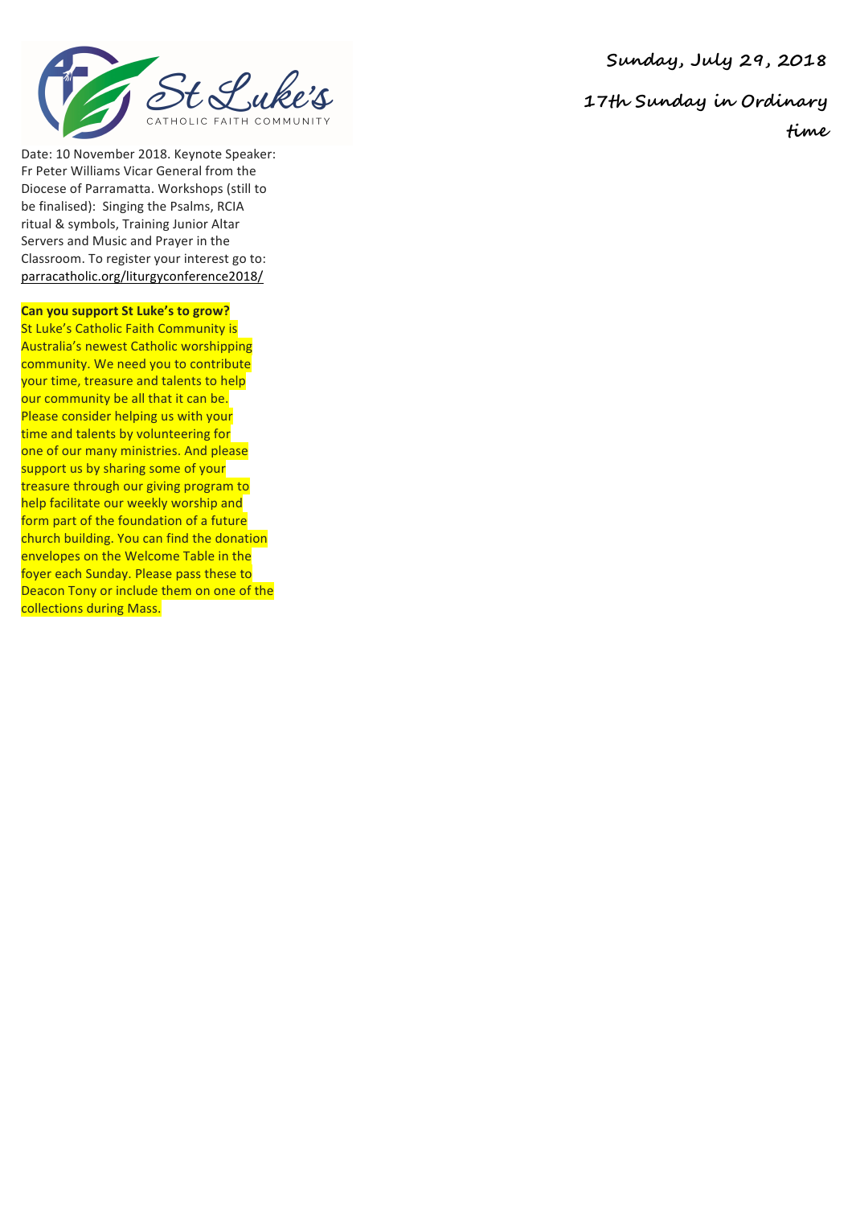Date: 10 November 2018. Keynote Speaker: Fr Peter Williams Vicar General from the Diocese of Parramatta. Workshops (still to be finalised): Singing the Psalms, RCIA ritual & symbols, Training Junior Altar Servers and Music and Prayer in the Classroom. To register your interest go to: parracatholic.org/liturgyconference2018/

**Can you support St Luke's to grow?**

St Luke's Catholic Faith Community is Australia's newest Catholic worshipping community. We need you to contribute your time, treasure and talents to help our community be all that it can be. Please consider helping us with your time and talents by volunteering for one of our many ministries. And please support us by sharing some of your treasure through our giving program to help facilitate our weekly worship and form part of the foundation of a future church building. You can find the donation envelopes on the Welcome Table in the foyer each Sunday. Please pass these to Deacon Tony or include them on one of the collections during Mass.